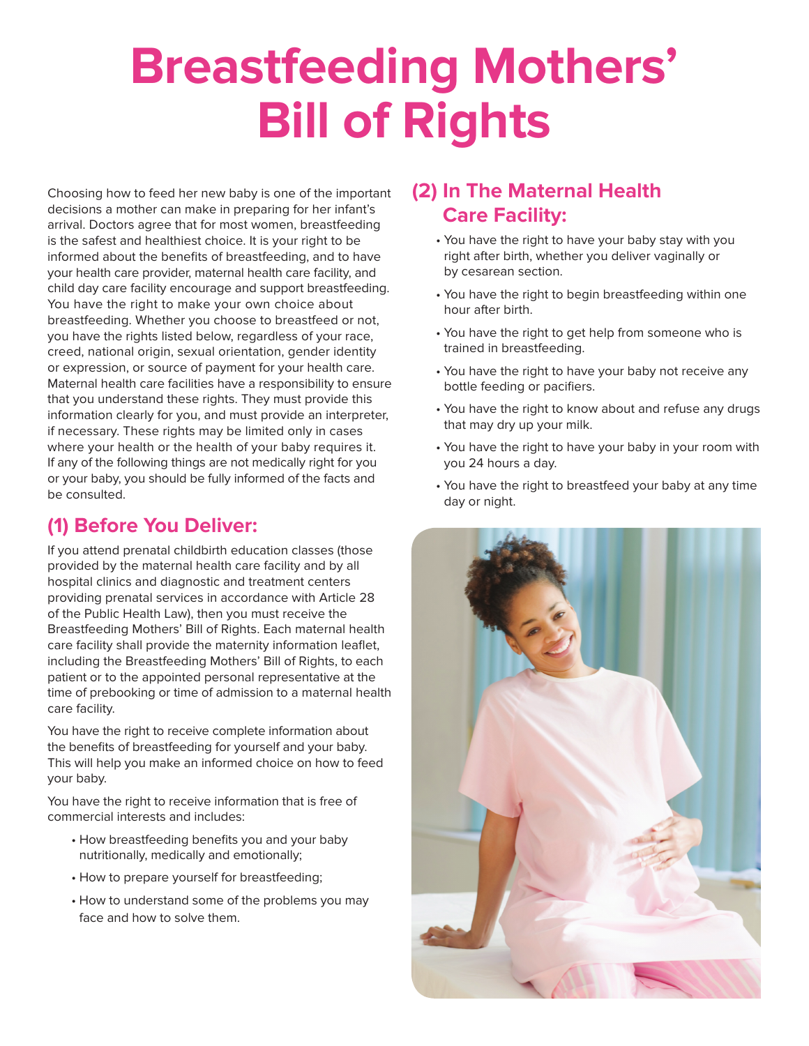# Breastfeeding Mothers' Bill of Rights

Choosing how to feed her new baby is one of the important decisions a mother can make in preparing for her infant's arrival. Doctors agree that for most women, breastfeeding is the safest and healthiest choice. It is your right to be informed about the benefits of breastfeeding, and to have your health care provider, maternal health care facility, and child day care facility encourage and support breastfeeding. You have the right to make your own choice about breastfeeding. Whether you choose to breastfeed or not, you have the rights listed below, regardless of your race, creed, national origin, sexual orientation, gender identity or expression, or source of payment for your health care. Maternal health care facilities have a responsibility to ensure that you understand these rights. They must provide this information clearly for you, and must provide an interpreter, if necessary. These rights may be limited only in cases where your health or the health of your baby requires it. If any of the following things are not medically right for you or your baby, you should be fully informed of the facts and be consulted.

## (1) Before You Deliver:

If you attend prenatal childbirth education classes (those provided by the maternal health care facility and by all hospital clinics and diagnostic and treatment centers providing prenatal services in accordance with Article 28 of the Public Health Law), then you must receive the Breastfeeding Mothers' Bill of Rights. Each maternal health care facility shall provide the maternity information leaflet, including the Breastfeeding Mothers' Bill of Rights, to each patient or to the appointed personal representative at the time of prebooking or time of admission to a maternal health care facility.

You have the right to receive complete information about the benefits of breastfeeding for yourself and your baby. This will help you make an informed choice on how to feed your baby.

You have the right to receive information that is free of commercial interests and includes:

- How breastfeeding benefits you and your baby nutritionally, medically and emotionally;
- How to prepare yourself for breastfeeding;
- How to understand some of the problems you may face and how to solve them.

## (2) In The Maternal Health Care Facility:

- You have the right to have your baby stay with you right after birth, whether you deliver vaginally or by cesarean section.
- You have the right to begin breastfeeding within one hour after birth.
- You have the right to get help from someone who is trained in breastfeeding.
- You have the right to have your baby not receive any bottle feeding or pacifiers.
- You have the right to know about and refuse any drugs that may dry up your milk.
- You have the right to have your baby in your room with you 24 hours a day.
- You have the right to breastfeed your baby at any time day or night.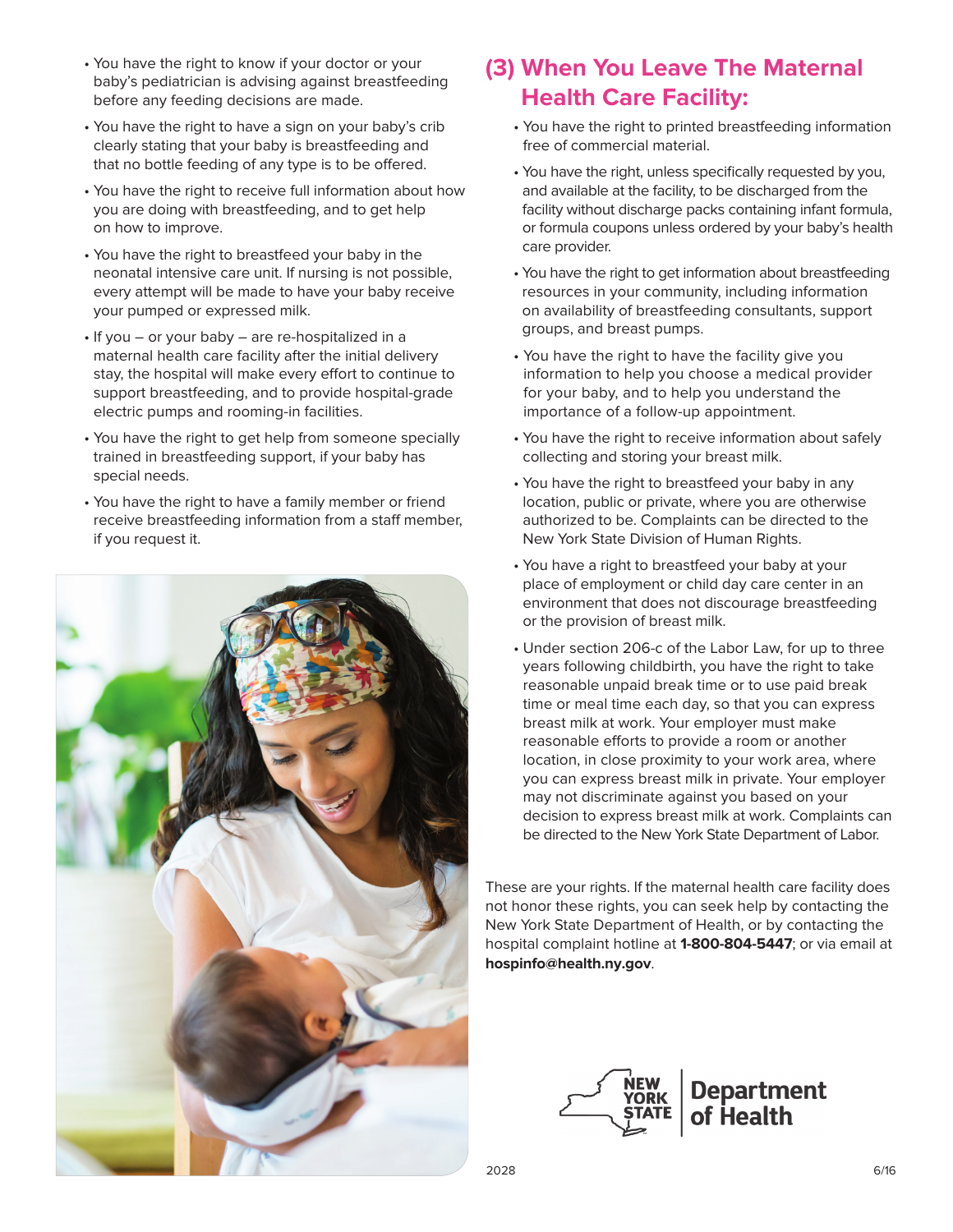- You have the right to know if your doctor or your baby's pediatrician is advising against breastfeeding before any feeding decisions are made.
- You have the right to have a sign on your baby's crib clearly stating that your baby is breastfeeding and that no bottle feeding of any type is to be offered.
- You have the right to receive full information about how you are doing with breastfeeding, and to get help on how to improve.
- You have the right to breastfeed your baby in the neonatal intensive care unit. If nursing is not possible, every attempt will be made to have your baby receive your pumped or expressed milk.
- If you – or your baby – are re-hospitalized in a maternal health care facility after the initial delivery stay, the hospital will make every effort to continue to support breastfeeding, and to provide hospital-grade electric pumps and rooming-in facilities.
- You have the right to get help from someone specially trained in breastfeeding support, if your baby has special needs.
- You have the right to have a family member or friend receive breastfeeding information from a staff member, if you request it.

## (3) When You Leave The Maternal Health Care Facility:

- You have the right to printed breastfeeding information free of commercial material.
- You have the right, unless specifically requested by you, and available at the facility, to be discharged from the facility without discharge packs containing infant formula, or formula coupons unless ordered by your baby's health care provider.
- You have the right to get information about breastfeeding resources in your community, including information on availability of breastfeeding consultants, support groups, and breast pumps.
- You have the right to have the facility give you information to help you choose a medical provider for your baby, and to help you understand the importance of a follow-up appointment.
- You have the right to receive information about safely collecting and storing your breast milk.
- You have the right to breastfeed your baby in any location, public or private, where you are otherwise authorized to be. Complaints can be directed to the New York State Division of Human Rights.
- You have a right to breastfeed your baby at your place of employment or child day care center in an environment that does not discourage breastfeeding or the provision of breast milk.
- Under section 206-c of the Labor Law, for up to three years following childbirth, you have the right to take reasonable unpaid break time or to use paid break time or meal time each day, so that you can express breast milk at work. Your employer must make reasonable efforts to provide a room or another location, in close proximity to your work area, where you can express breast milk in private. Your employer may not discriminate against you based on your decision to express breast milk at work. Complaints can be directed to the New York State Department of Labor.

These are your rights. If the maternal health care facility does not honor these rights, you can seek help by contacting the New York State Department of Health, or by contacting the hospital complaint hotline at **1-800-804-5447**; or via email at **hospinfo@health.ny.gov**.

NEW YORK STATE | Department of Health

2028 6/16